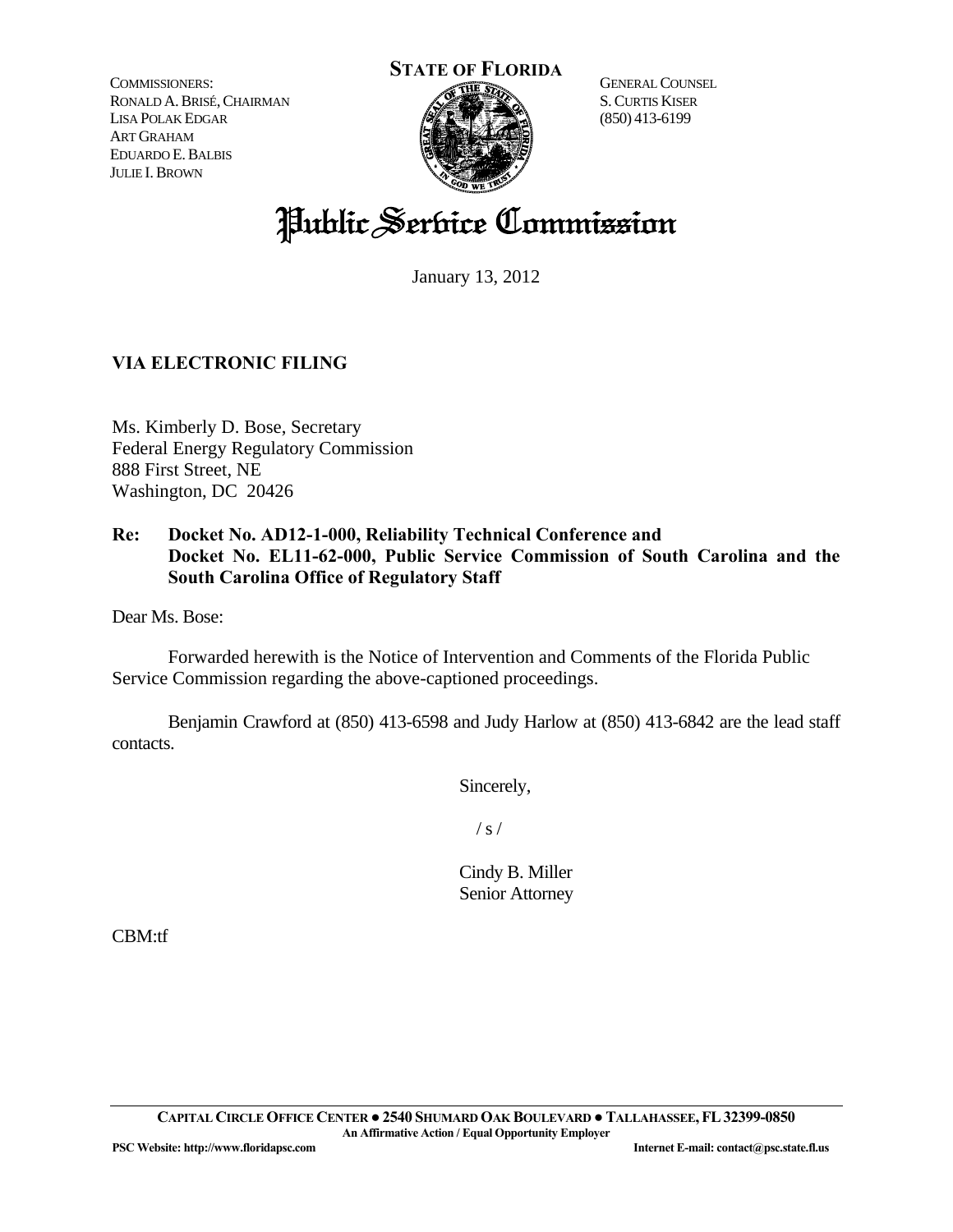COMMISSIONERS:
RONALD A. BRISÉ, CHAIRMAN
LISA POLAK EDGAR
ART GRAHAM
EDUARDO E. BALBIS
JULIE I. BROWN

**STATE OF FLORIDA**

GENERAL COUNSEL
S. CURTIS KISER
(850) 413-6199

# Public Service Commission

January 13, 2012

**VIA ELECTRONIC FILING**

Ms. Kimberly D. Bose, Secretary
Federal Energy Regulatory Commission
888 First Street, NE
Washington, DC 20426

**Re: Docket No. AD12-1-000, Reliability Technical Conference and Docket No. EL11-62-000, Public Service Commission of South Carolina and the South Carolina Office of Regulatory Staff**

Dear Ms. Bose:

Forwarded herewith is the Notice of Intervention and Comments of the Florida Public Service Commission regarding the above-captioned proceedings.

Benjamin Crawford at (850) 413-6598 and Judy Harlow at (850) 413-6842 are the lead staff contacts.

Sincerely,

/ s /

Cindy B. Miller
Senior Attorney

CBM:tf

**CAPITAL CIRCLE OFFICE CENTER ● 2540 SHUMARD OAK BOULEVARD ● TALLAHASSEE, FL 32399-0850**
**An Affirmative Action / Equal Opportunity Employer**
**PSC Website: http://www.floridapsc.com** **Internet E-mail: contact@psc.state.fl.us**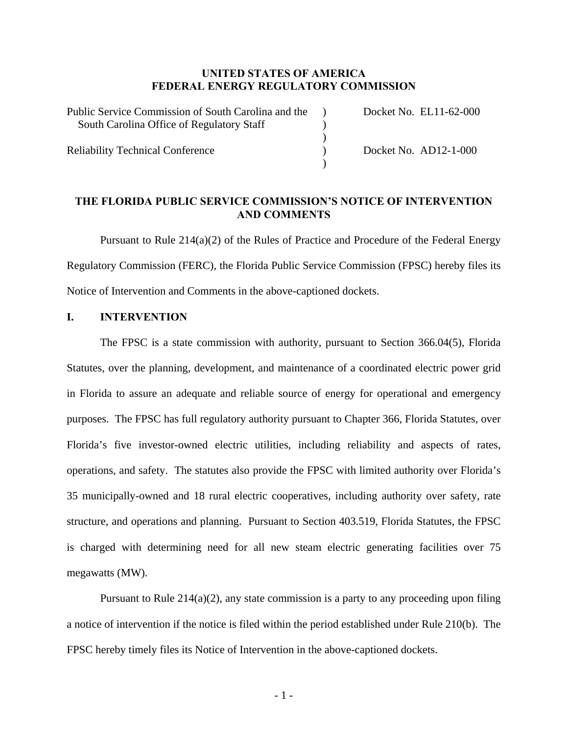**UNITED STATES OF AMERICA**
**FEDERAL ENERGY REGULATORY COMMISSION**

| | | |
|---|---|---|
| Public Service Commission of South Carolina and the South Carolina Office of Regulatory Staff | ) | Docket No. EL11-62-000 |
| | ) | |
| Reliability Technical Conference | ) | Docket No. AD12-1-000 |
| | ) | |

## THE FLORIDA PUBLIC SERVICE COMMISSION'S NOTICE OF INTERVENTION AND COMMENTS

Pursuant to Rule 214(a)(2) of the Rules of Practice and Procedure of the Federal Energy Regulatory Commission (FERC), the Florida Public Service Commission (FPSC) hereby files its Notice of Intervention and Comments in the above-captioned dockets.

## I. INTERVENTION

The FPSC is a state commission with authority, pursuant to Section 366.04(5), Florida Statutes, over the planning, development, and maintenance of a coordinated electric power grid in Florida to assure an adequate and reliable source of energy for operational and emergency purposes. The FPSC has full regulatory authority pursuant to Chapter 366, Florida Statutes, over Florida's five investor-owned electric utilities, including reliability and aspects of rates, operations, and safety. The statutes also provide the FPSC with limited authority over Florida's 35 municipally-owned and 18 rural electric cooperatives, including authority over safety, rate structure, and operations and planning. Pursuant to Section 403.519, Florida Statutes, the FPSC is charged with determining need for all new steam electric generating facilities over 75 megawatts (MW).

Pursuant to Rule 214(a)(2), any state commission is a party to any proceeding upon filing a notice of intervention if the notice is filed within the period established under Rule 210(b). The FPSC hereby timely files its Notice of Intervention in the above-captioned dockets.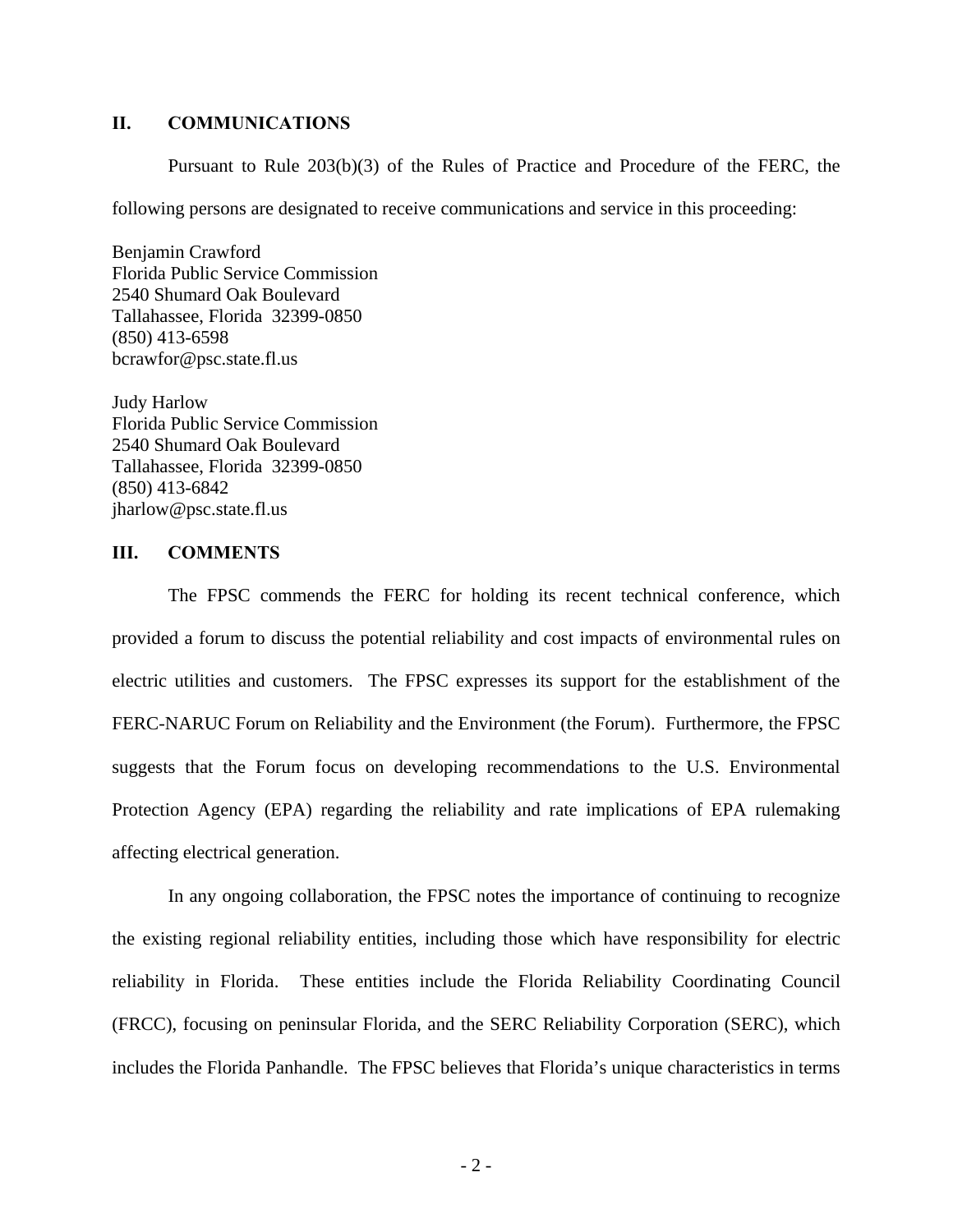## II. COMMUNICATIONS

Pursuant to Rule 203(b)(3) of the Rules of Practice and Procedure of the FERC, the following persons are designated to receive communications and service in this proceeding:

Benjamin Crawford
Florida Public Service Commission
2540 Shumard Oak Boulevard
Tallahassee, Florida 32399-0850
(850) 413-6598
bcrawfor@psc.state.fl.us

Judy Harlow
Florida Public Service Commission
2540 Shumard Oak Boulevard
Tallahassee, Florida 32399-0850
(850) 413-6842
jharlow@psc.state.fl.us

## III. COMMENTS

The FPSC commends the FERC for holding its recent technical conference, which provided a forum to discuss the potential reliability and cost impacts of environmental rules on electric utilities and customers. The FPSC expresses its support for the establishment of the FERC-NARUC Forum on Reliability and the Environment (the Forum). Furthermore, the FPSC suggests that the Forum focus on developing recommendations to the U.S. Environmental Protection Agency (EPA) regarding the reliability and rate implications of EPA rulemaking affecting electrical generation.

In any ongoing collaboration, the FPSC notes the importance of continuing to recognize the existing regional reliability entities, including those which have responsibility for electric reliability in Florida. These entities include the Florida Reliability Coordinating Council (FRCC), focusing on peninsular Florida, and the SERC Reliability Corporation (SERC), which includes the Florida Panhandle. The FPSC believes that Florida's unique characteristics in terms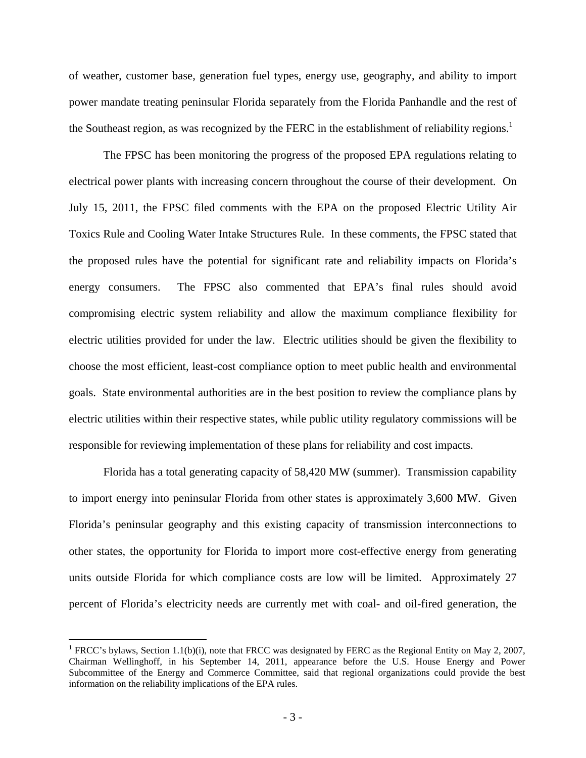of weather, customer base, generation fuel types, energy use, geography, and ability to import power mandate treating peninsular Florida separately from the Florida Panhandle and the rest of the Southeast region, as was recognized by the FERC in the establishment of reliability regions.[1]

The FPSC has been monitoring the progress of the proposed EPA regulations relating to electrical power plants with increasing concern throughout the course of their development. On July 15, 2011, the FPSC filed comments with the EPA on the proposed Electric Utility Air Toxics Rule and Cooling Water Intake Structures Rule. In these comments, the FPSC stated that the proposed rules have the potential for significant rate and reliability impacts on Florida's energy consumers. The FPSC also commented that EPA's final rules should avoid compromising electric system reliability and allow the maximum compliance flexibility for electric utilities provided for under the law. Electric utilities should be given the flexibility to choose the most efficient, least-cost compliance option to meet public health and environmental goals. State environmental authorities are in the best position to review the compliance plans by electric utilities within their respective states, while public utility regulatory commissions will be responsible for reviewing implementation of these plans for reliability and cost impacts.

Florida has a total generating capacity of 58,420 MW (summer). Transmission capability to import energy into peninsular Florida from other states is approximately 3,600 MW. Given Florida's peninsular geography and this existing capacity of transmission interconnections to other states, the opportunity for Florida to import more cost-effective energy from generating units outside Florida for which compliance costs are low will be limited. Approximately 27 percent of Florida's electricity needs are currently met with coal- and oil-fired generation, the

---

[1] FRCC's bylaws, Section 1.1(b)(i), note that FRCC was designated by FERC as the Regional Entity on May 2, 2007, Chairman Wellinghoff, in his September 14, 2011, appearance before the U.S. House Energy and Power Subcommittee of the Energy and Commerce Committee, said that regional organizations could provide the best information on the reliability implications of the EPA rules.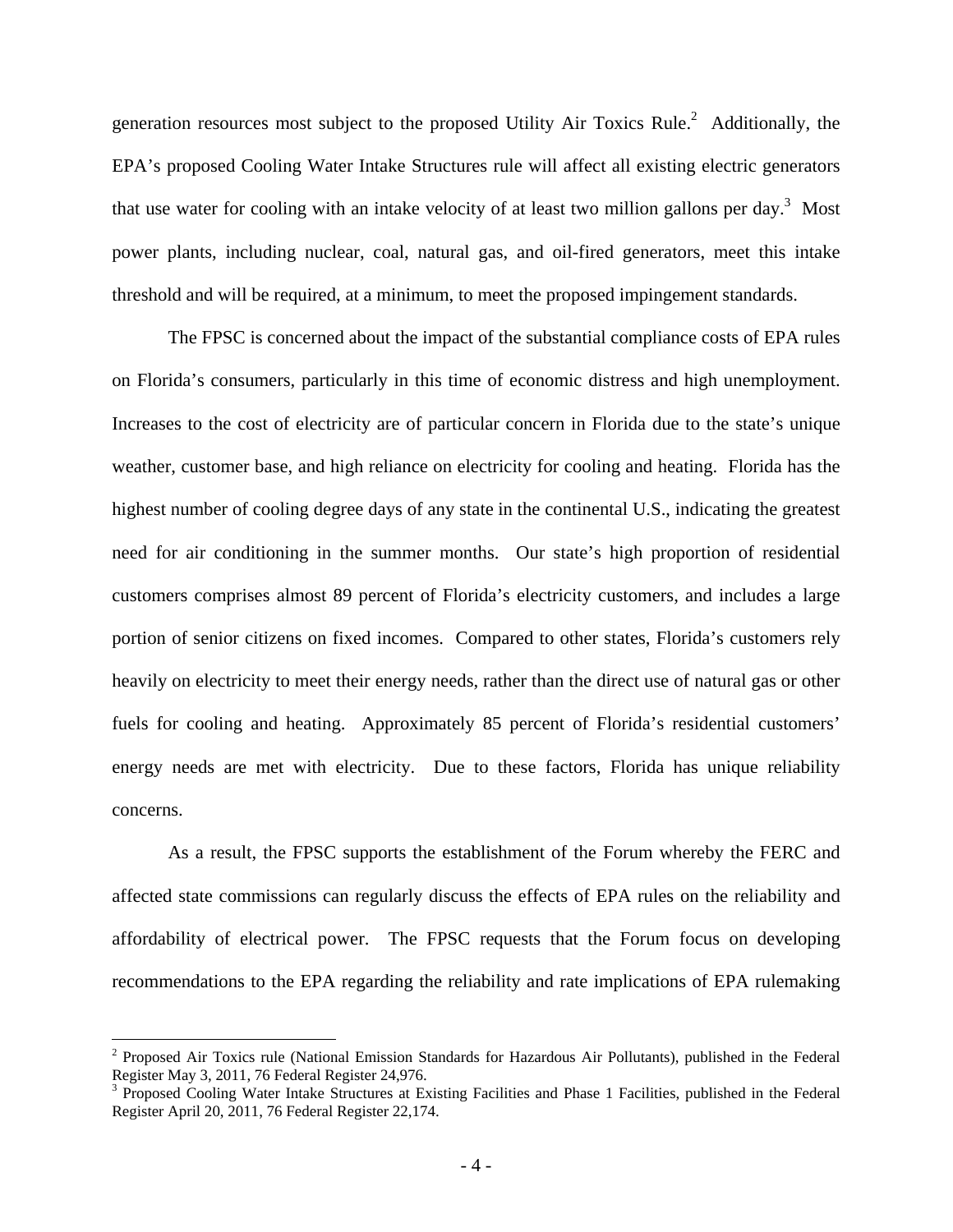generation resources most subject to the proposed Utility Air Toxics Rule.[2] Additionally, the EPA's proposed Cooling Water Intake Structures rule will affect all existing electric generators that use water for cooling with an intake velocity of at least two million gallons per day.[3] Most power plants, including nuclear, coal, natural gas, and oil-fired generators, meet this intake threshold and will be required, at a minimum, to meet the proposed impingement standards.

The FPSC is concerned about the impact of the substantial compliance costs of EPA rules on Florida's consumers, particularly in this time of economic distress and high unemployment. Increases to the cost of electricity are of particular concern in Florida due to the state's unique weather, customer base, and high reliance on electricity for cooling and heating. Florida has the highest number of cooling degree days of any state in the continental U.S., indicating the greatest need for air conditioning in the summer months. Our state's high proportion of residential customers comprises almost 89 percent of Florida's electricity customers, and includes a large portion of senior citizens on fixed incomes. Compared to other states, Florida's customers rely heavily on electricity to meet their energy needs, rather than the direct use of natural gas or other fuels for cooling and heating. Approximately 85 percent of Florida's residential customers' energy needs are met with electricity. Due to these factors, Florida has unique reliability concerns.

As a result, the FPSC supports the establishment of the Forum whereby the FERC and affected state commissions can regularly discuss the effects of EPA rules on the reliability and affordability of electrical power. The FPSC requests that the Forum focus on developing recommendations to the EPA regarding the reliability and rate implications of EPA rulemaking

---

[2] Proposed Air Toxics rule (National Emission Standards for Hazardous Air Pollutants), published in the Federal Register May 3, 2011, 76 Federal Register 24,976.

[3] Proposed Cooling Water Intake Structures at Existing Facilities and Phase 1 Facilities, published in the Federal Register April 20, 2011, 76 Federal Register 22,174.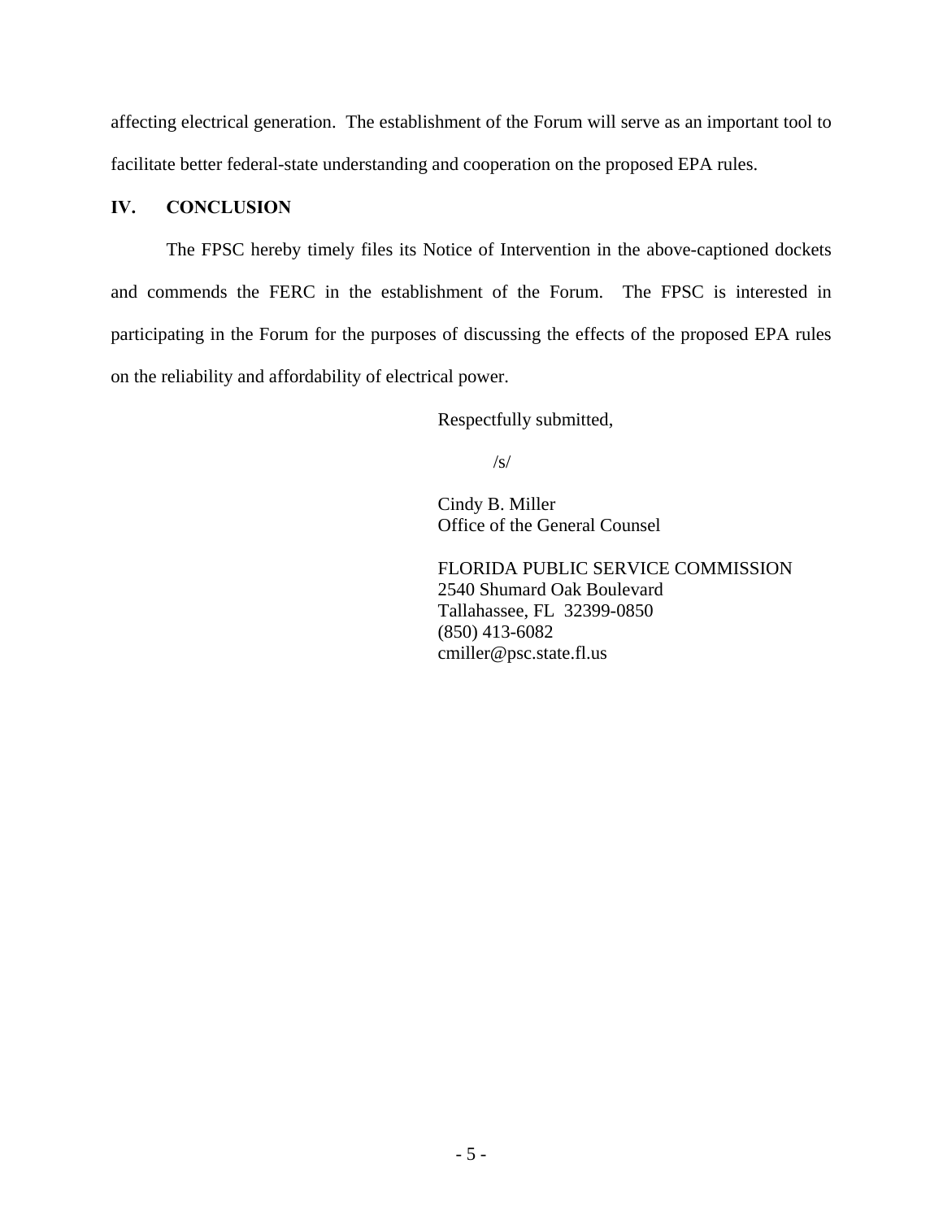affecting electrical generation. The establishment of the Forum will serve as an important tool to facilitate better federal-state understanding and cooperation on the proposed EPA rules.

## IV. CONCLUSION

The FPSC hereby timely files its Notice of Intervention in the above-captioned dockets and commends the FERC in the establishment of the Forum. The FPSC is interested in participating in the Forum for the purposes of discussing the effects of the proposed EPA rules on the reliability and affordability of electrical power.

Respectfully submitted,

/s/

Cindy B. Miller
Office of the General Counsel

FLORIDA PUBLIC SERVICE COMMISSION
2540 Shumard Oak Boulevard
Tallahassee, FL 32399-0850
(850) 413-6082
cmiller@psc.state.fl.us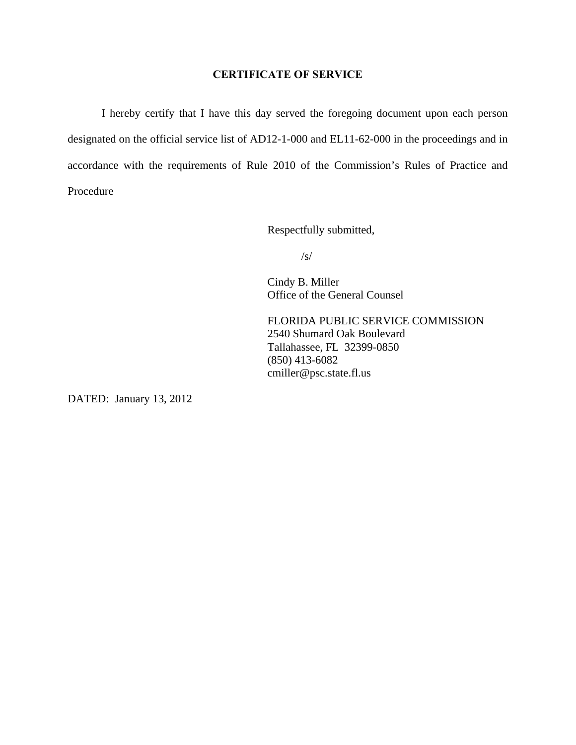## CERTIFICATE OF SERVICE

I hereby certify that I have this day served the foregoing document upon each person designated on the official service list of AD12-1-000 and EL11-62-000 in the proceedings and in accordance with the requirements of Rule 2010 of the Commission's Rules of Practice and Procedure

Respectfully submitted,

/s/

Cindy B. Miller
Office of the General Counsel

FLORIDA PUBLIC SERVICE COMMISSION
2540 Shumard Oak Boulevard
Tallahassee, FL 32399-0850
(850) 413-6082
cmiller@psc.state.fl.us

DATED: January 13, 2012